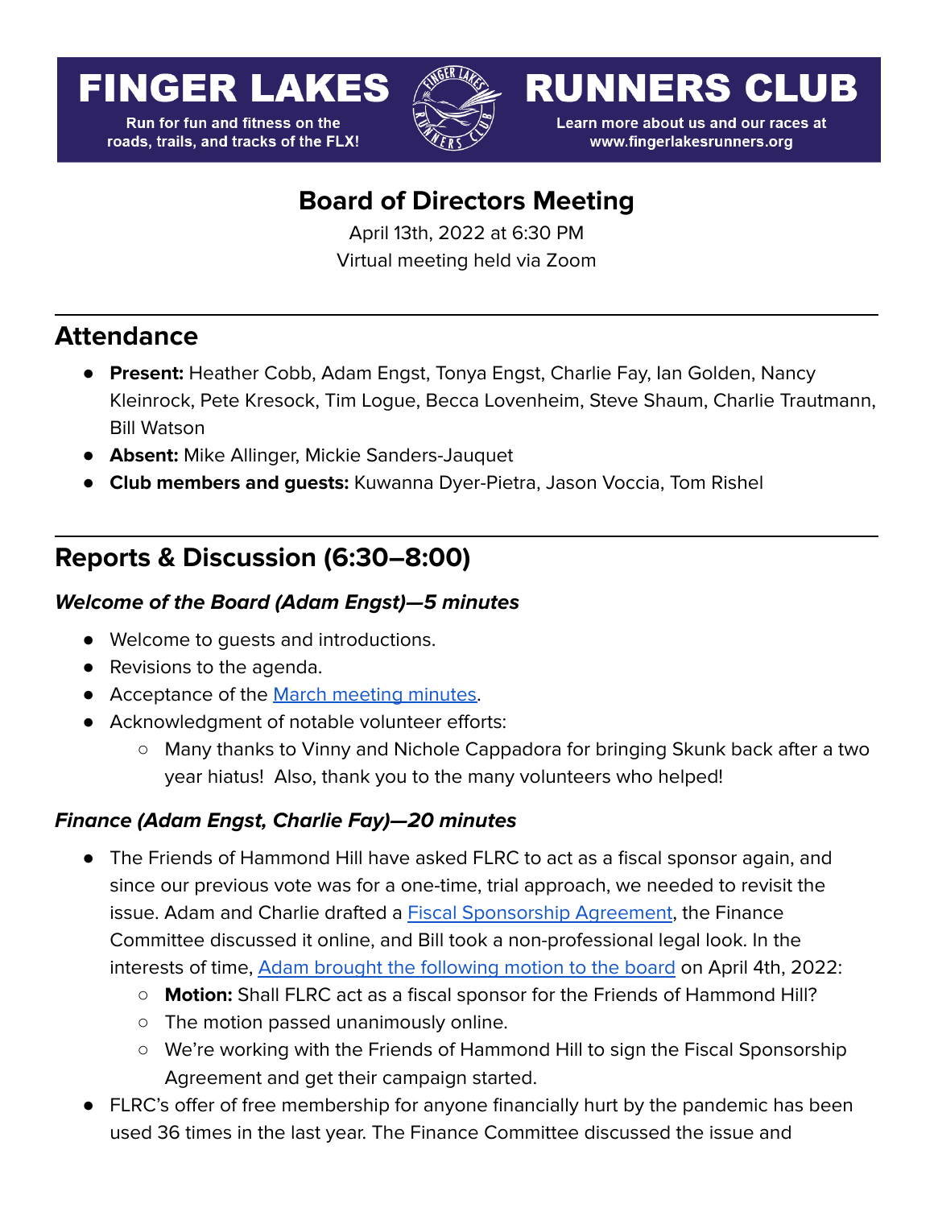# FINGER LAKES RUNNERS CLUB

Run for fun and fitness on the roads, trails, and tracks of the FLX!

Learn more about us and our races at www.fingerlakesrunners.org

## Board of Directors Meeting

April 13th, 2022 at 6:30 PM
Virtual meeting held via Zoom

---

## Attendance

- **Present:** Heather Cobb, Adam Engst, Tonya Engst, Charlie Fay, Ian Golden, Nancy Kleinrock, Pete Kresock, Tim Logue, Becca Lovenheim, Steve Shaum, Charlie Trautmann, Bill Watson
- **Absent:** Mike Allinger, Mickie Sanders-Jauquet
- **Club members and guests:** Kuwanna Dyer-Pietra, Jason Voccia, Tom Rishel

---

## Reports & Discussion (6:30–8:00)

### *Welcome of the Board (Adam Engst)—5 minutes*

- Welcome to guests and introductions.
- Revisions to the agenda.
- Acceptance of the March meeting minutes.
- Acknowledgment of notable volunteer efforts:
  - Many thanks to Vinny and Nichole Cappadora for bringing Skunk back after a two year hiatus! Also, thank you to the many volunteers who helped!

### *Finance (Adam Engst, Charlie Fay)—20 minutes*

- The Friends of Hammond Hill have asked FLRC to act as a fiscal sponsor again, and since our previous vote was for a one-time, trial approach, we needed to revisit the issue. Adam and Charlie drafted a Fiscal Sponsorship Agreement, the Finance Committee discussed it online, and Bill took a non-professional legal look. In the interests of time, Adam brought the following motion to the board on April 4th, 2022:
  - **Motion:** Shall FLRC act as a fiscal sponsor for the Friends of Hammond Hill?
  - The motion passed unanimously online.
  - We're working with the Friends of Hammond Hill to sign the Fiscal Sponsorship Agreement and get their campaign started.
- FLRC's offer of free membership for anyone financially hurt by the pandemic has been used 36 times in the last year. The Finance Committee discussed the issue and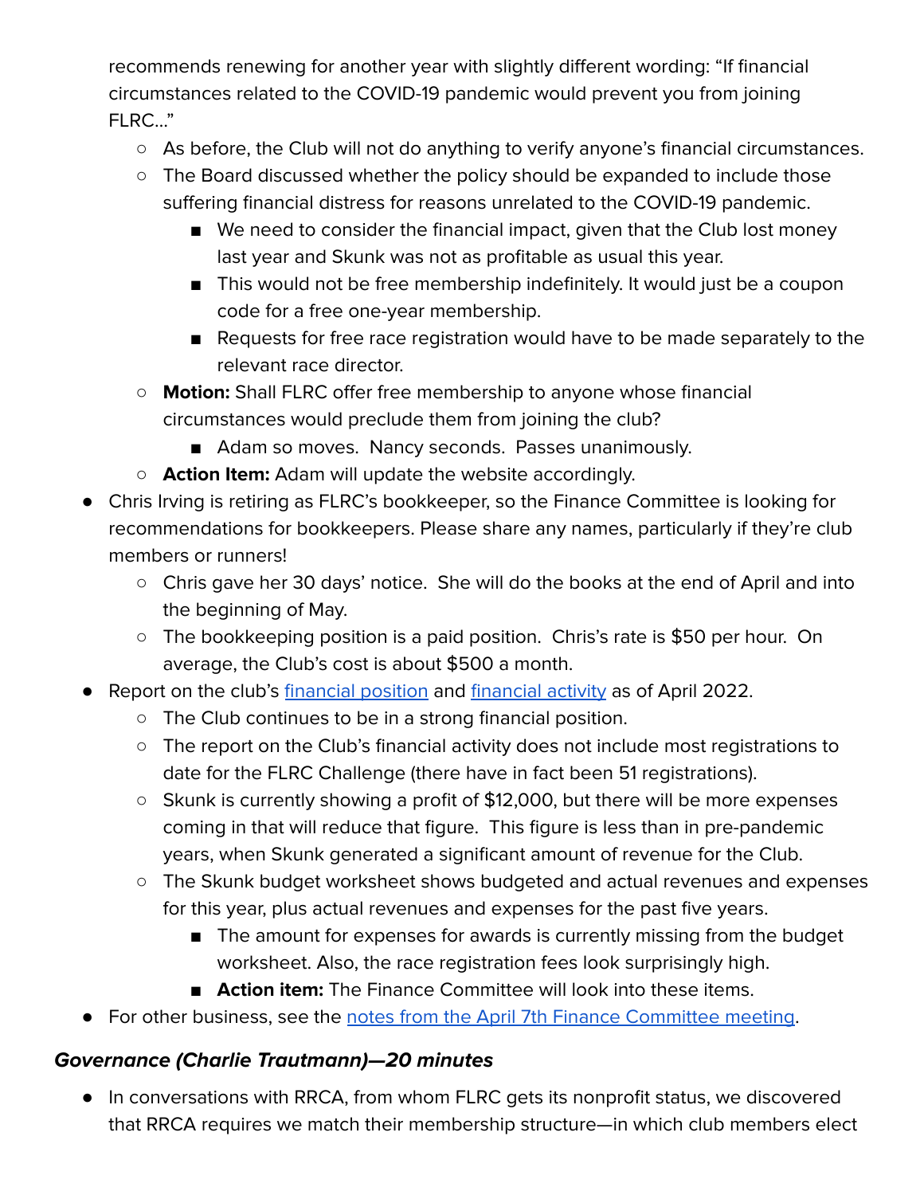recommends renewing for another year with slightly different wording: "If financial circumstances related to the COVID-19 pandemic would prevent you from joining FLRC…"

  - As before, the Club will not do anything to verify anyone's financial circumstances.
  - The Board discussed whether the policy should be expanded to include those suffering financial distress for reasons unrelated to the COVID-19 pandemic.
    - We need to consider the financial impact, given that the Club lost money last year and Skunk was not as profitable as usual this year.
    - This would not be free membership indefinitely. It would just be a coupon code for a free one-year membership.
    - Requests for free race registration would have to be made separately to the relevant race director.
  - **Motion:** Shall FLRC offer free membership to anyone whose financial circumstances would preclude them from joining the club?
    - Adam so moves. Nancy seconds. Passes unanimously.
  - **Action Item:** Adam will update the website accordingly.
- Chris Irving is retiring as FLRC's bookkeeper, so the Finance Committee is looking for recommendations for bookkeepers. Please share any names, particularly if they're club members or runners!
  - Chris gave her 30 days' notice. She will do the books at the end of April and into the beginning of May.
  - The bookkeeping position is a paid position. Chris's rate is $50 per hour. On average, the Club's cost is about $500 a month.
- Report on the club's financial position and financial activity as of April 2022.
  - The Club continues to be in a strong financial position.
  - The report on the Club's financial activity does not include most registrations to date for the FLRC Challenge (there have in fact been 51 registrations).
  - Skunk is currently showing a profit of $12,000, but there will be more expenses coming in that will reduce that figure. This figure is less than in pre-pandemic years, when Skunk generated a significant amount of revenue for the Club.
  - The Skunk budget worksheet shows budgeted and actual revenues and expenses for this year, plus actual revenues and expenses for the past five years.
    - The amount for expenses for awards is currently missing from the budget worksheet. Also, the race registration fees look surprisingly high.
    - **Action item:** The Finance Committee will look into these items.
- For other business, see the notes from the April 7th Finance Committee meeting.

### *Governance (Charlie Trautmann)—20 minutes*

- In conversations with RRCA, from whom FLRC gets its nonprofit status, we discovered that RRCA requires we match their membership structure—in which club members elect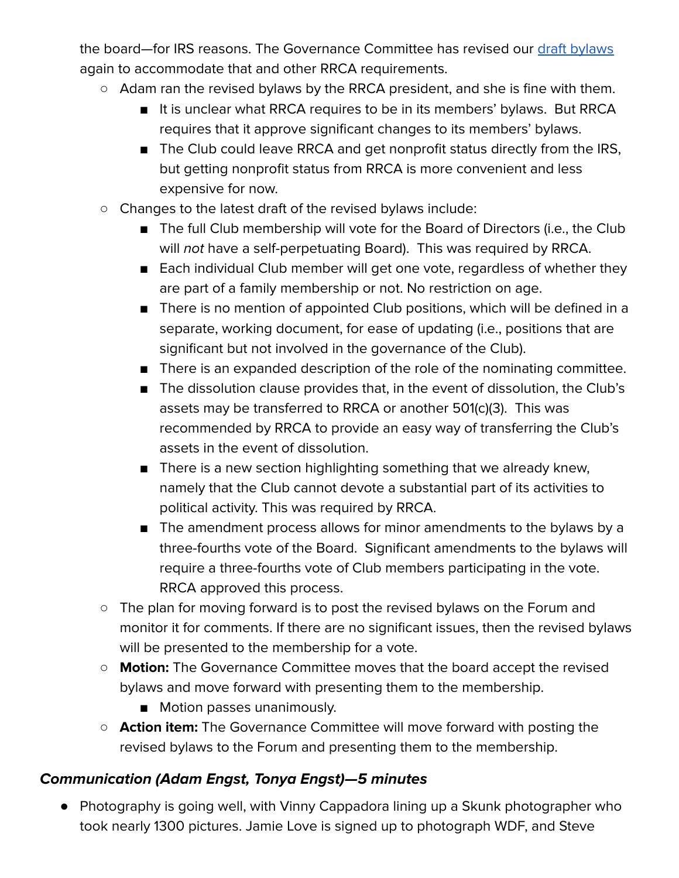the board—for IRS reasons. The Governance Committee has revised our [draft bylaws](#) again to accommodate that and other RRCA requirements.

- Adam ran the revised bylaws by the RRCA president, and she is fine with them.
  - It is unclear what RRCA requires to be in its members' bylaws. But RRCA requires that it approve significant changes to its members' bylaws.
  - The Club could leave RRCA and get nonprofit status directly from the IRS, but getting nonprofit status from RRCA is more convenient and less expensive for now.
- Changes to the latest draft of the revised bylaws include:
  - The full Club membership will vote for the Board of Directors (i.e., the Club will *not* have a self-perpetuating Board). This was required by RRCA.
  - Each individual Club member will get one vote, regardless of whether they are part of a family membership or not. No restriction on age.
  - There is no mention of appointed Club positions, which will be defined in a separate, working document, for ease of updating (i.e., positions that are significant but not involved in the governance of the Club).
  - There is an expanded description of the role of the nominating committee.
  - The dissolution clause provides that, in the event of dissolution, the Club's assets may be transferred to RRCA or another 501(c)(3). This was recommended by RRCA to provide an easy way of transferring the Club's assets in the event of dissolution.
  - There is a new section highlighting something that we already knew, namely that the Club cannot devote a substantial part of its activities to political activity. This was required by RRCA.
  - The amendment process allows for minor amendments to the bylaws by a three-fourths vote of the Board. Significant amendments to the bylaws will require a three-fourths vote of Club members participating in the vote. RRCA approved this process.
- The plan for moving forward is to post the revised bylaws on the Forum and monitor it for comments. If there are no significant issues, then the revised bylaws will be presented to the membership for a vote.
- **Motion:** The Governance Committee moves that the board accept the revised bylaws and move forward with presenting them to the membership.
  - Motion passes unanimously.
- **Action item:** The Governance Committee will move forward with posting the revised bylaws to the Forum and presenting them to the membership.

### ***Communication (Adam Engst, Tonya Engst)—5 minutes***

- Photography is going well, with Vinny Cappadora lining up a Skunk photographer who took nearly 1300 pictures. Jamie Love is signed up to photograph WDF, and Steve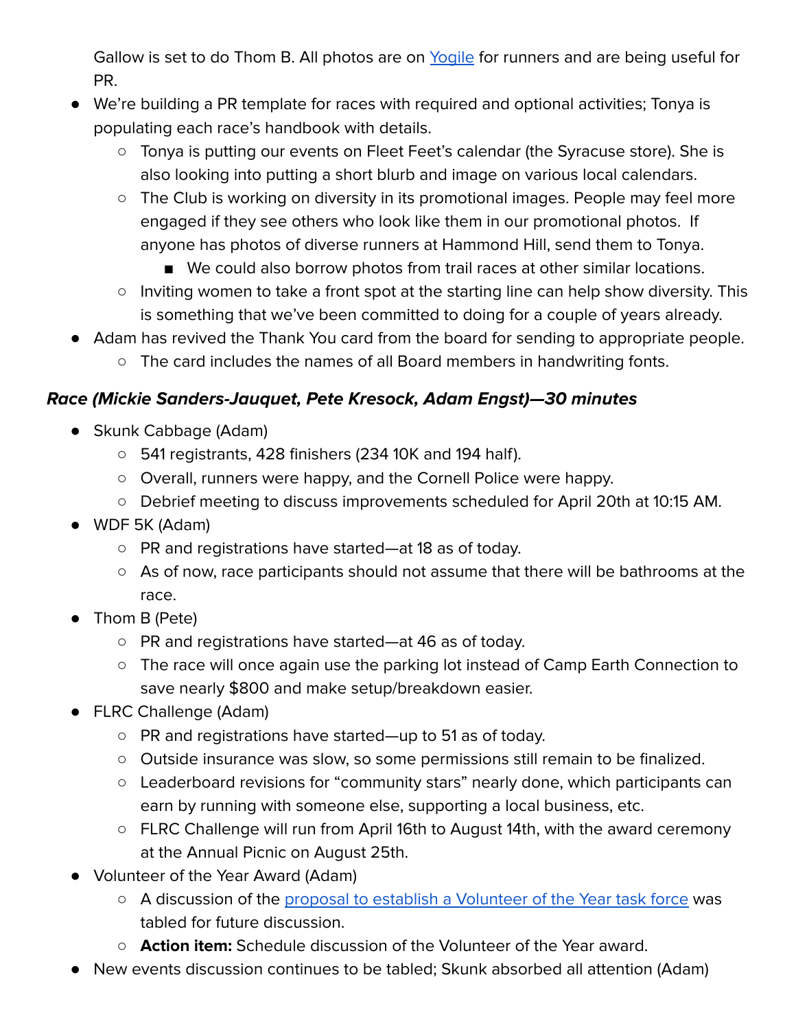Gallow is set to do Thom B. All photos are on [Yogile](#) for runners and are being useful for PR.

- We're building a PR template for races with required and optional activities; Tonya is populating each race's handbook with details.
  - Tonya is putting our events on Fleet Feet's calendar (the Syracuse store). She is also looking into putting a short blurb and image on various local calendars.
  - The Club is working on diversity in its promotional images. People may feel more engaged if they see others who look like them in our promotional photos. If anyone has photos of diverse runners at Hammond Hill, send them to Tonya.
    - We could also borrow photos from trail races at other similar locations.
  - Inviting women to take a front spot at the starting line can help show diversity. This is something that we've been committed to doing for a couple of years already.
- Adam has revived the Thank You card from the board for sending to appropriate people.
  - The card includes the names of all Board members in handwriting fonts.

### ***Race (Mickie Sanders-Jauquet, Pete Kresock, Adam Engst)—30 minutes***

- Skunk Cabbage (Adam)
  - 541 registrants, 428 finishers (234 10K and 194 half).
  - Overall, runners were happy, and the Cornell Police were happy.
  - Debrief meeting to discuss improvements scheduled for April 20th at 10:15 AM.
- WDF 5K (Adam)
  - PR and registrations have started—at 18 as of today.
  - As of now, race participants should not assume that there will be bathrooms at the race.
- Thom B (Pete)
  - PR and registrations have started—at 46 as of today.
  - The race will once again use the parking lot instead of Camp Earth Connection to save nearly $800 and make setup/breakdown easier.
- FLRC Challenge (Adam)
  - PR and registrations have started—up to 51 as of today.
  - Outside insurance was slow, so some permissions still remain to be finalized.
  - Leaderboard revisions for "community stars" nearly done, which participants can earn by running with someone else, supporting a local business, etc.
  - FLRC Challenge will run from April 16th to August 14th, with the award ceremony at the Annual Picnic on August 25th.
- Volunteer of the Year Award (Adam)
  - A discussion of the [proposal to establish a Volunteer of the Year task force](#) was tabled for future discussion.
  - **Action item:** Schedule discussion of the Volunteer of the Year award.
- New events discussion continues to be tabled; Skunk absorbed all attention (Adam)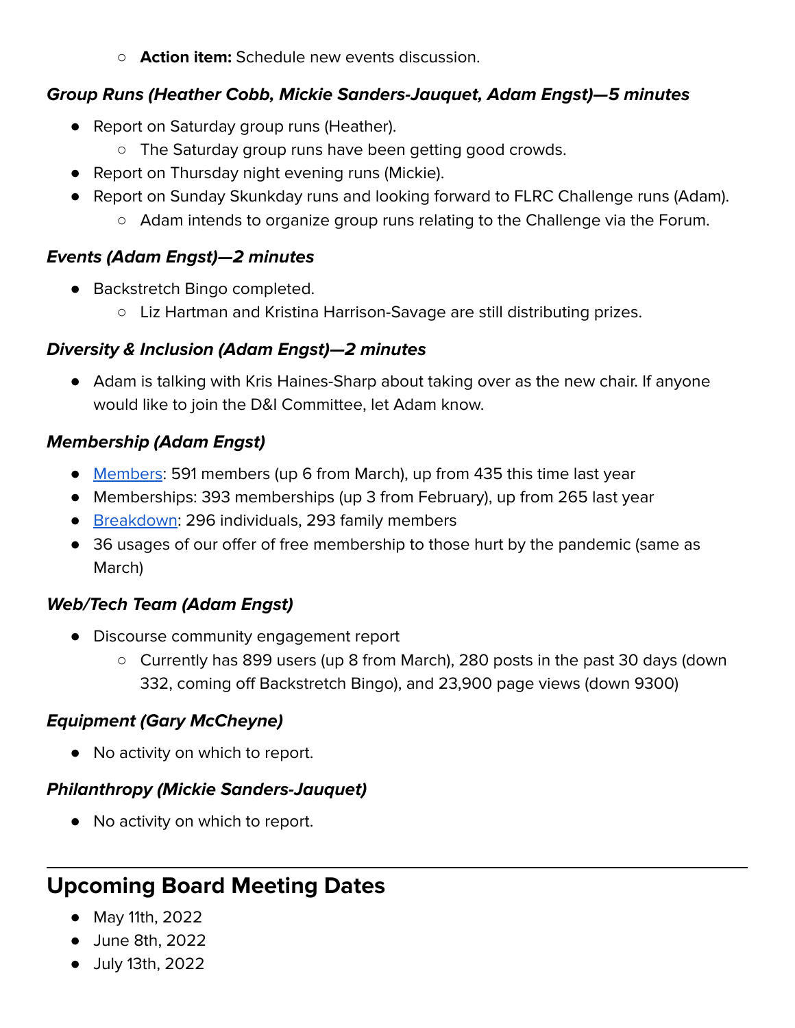- **Action item:** Schedule new events discussion.

### ***Group Runs (Heather Cobb, Mickie Sanders-Jauquet, Adam Engst)—5 minutes***

- Report on Saturday group runs (Heather).
    - The Saturday group runs have been getting good crowds.
- Report on Thursday night evening runs (Mickie).
- Report on Sunday Skunkday runs and looking forward to FLRC Challenge runs (Adam).
    - Adam intends to organize group runs relating to the Challenge via the Forum.

### ***Events (Adam Engst)—2 minutes***

- Backstretch Bingo completed.
    - Liz Hartman and Kristina Harrison-Savage are still distributing prizes.

### ***Diversity & Inclusion (Adam Engst)—2 minutes***

- Adam is talking with Kris Haines-Sharp about taking over as the new chair. If anyone would like to join the D&I Committee, let Adam know.

### ***Membership (Adam Engst)***

- Members: 591 members (up 6 from March), up from 435 this time last year
- Memberships: 393 memberships (up 3 from February), up from 265 last year
- Breakdown: 296 individuals, 293 family members
- 36 usages of our offer of free membership to those hurt by the pandemic (same as March)

### ***Web/Tech Team (Adam Engst)***

- Discourse community engagement report
    - Currently has 899 users (up 8 from March), 280 posts in the past 30 days (down 332, coming off Backstretch Bingo), and 23,900 page views (down 9300)

### ***Equipment (Gary McCheyne)***

- No activity on which to report.

### ***Philanthropy (Mickie Sanders-Jauquet)***

- No activity on which to report.

---

## Upcoming Board Meeting Dates

- May 11th, 2022
- June 8th, 2022
- July 13th, 2022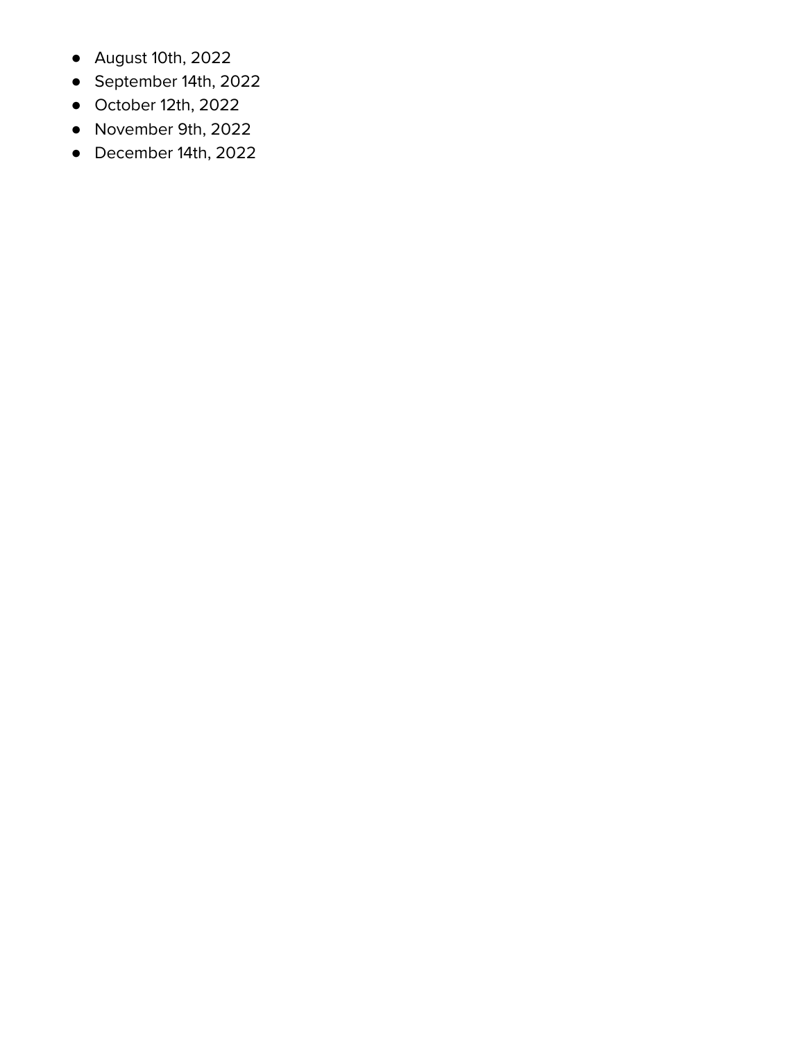- August 10th, 2022
- September 14th, 2022
- October 12th, 2022
- November 9th, 2022
- December 14th, 2022